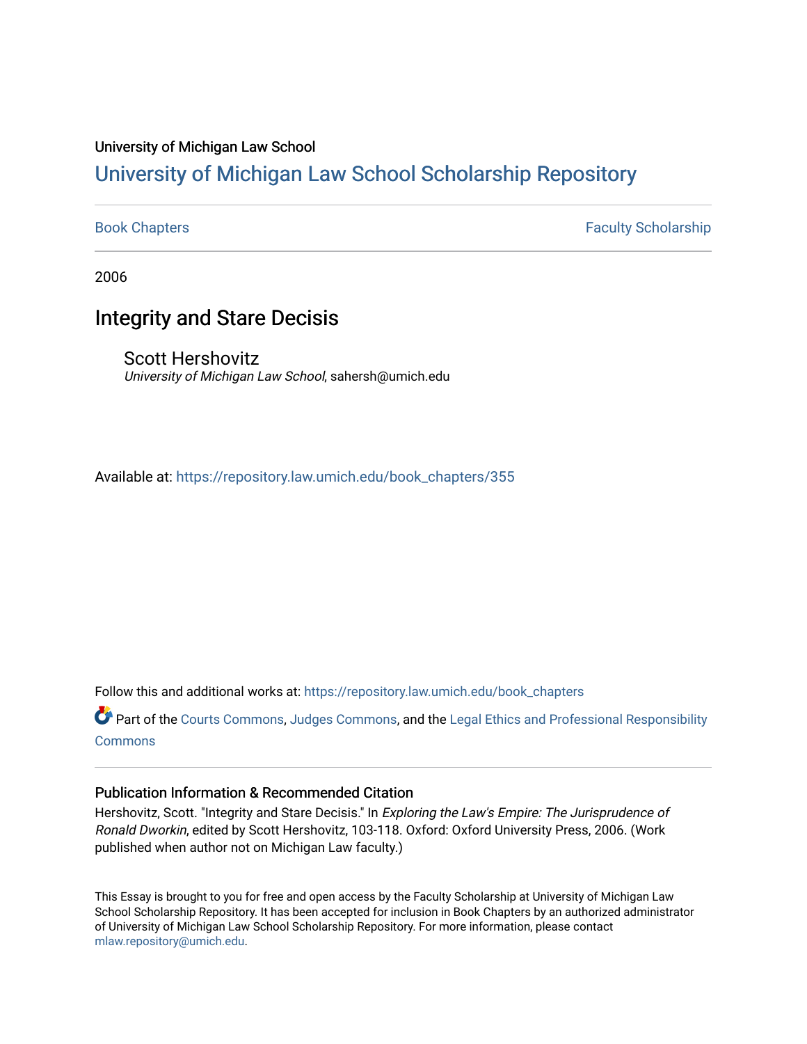University of Michigan Law School

# University of Michigan Law School Scholarship Repository

Book Chapters | Faculty Scholarship

2006

## Integrity and Stare Decisis

Scott Hershovitz
*University of Michigan Law School*, sahersh@umich.edu

Available at: https://repository.law.umich.edu/book_chapters/355

Follow this and additional works at: https://repository.law.umich.edu/book_chapters

Part of the Courts Commons, Judges Commons, and the Legal Ethics and Professional Responsibility Commons

### Publication Information & Recommended Citation

Hershovitz, Scott. "Integrity and Stare Decisis." In *Exploring the Law's Empire: The Jurisprudence of Ronald Dworkin*, edited by Scott Hershovitz, 103-118. Oxford: Oxford University Press, 2006. (Work published when author not on Michigan Law faculty.)

This Essay is brought to you for free and open access by the Faculty Scholarship at University of Michigan Law School Scholarship Repository. It has been accepted for inclusion in Book Chapters by an authorized administrator of University of Michigan Law School Scholarship Repository. For more information, please contact mlaw.repository@umich.edu.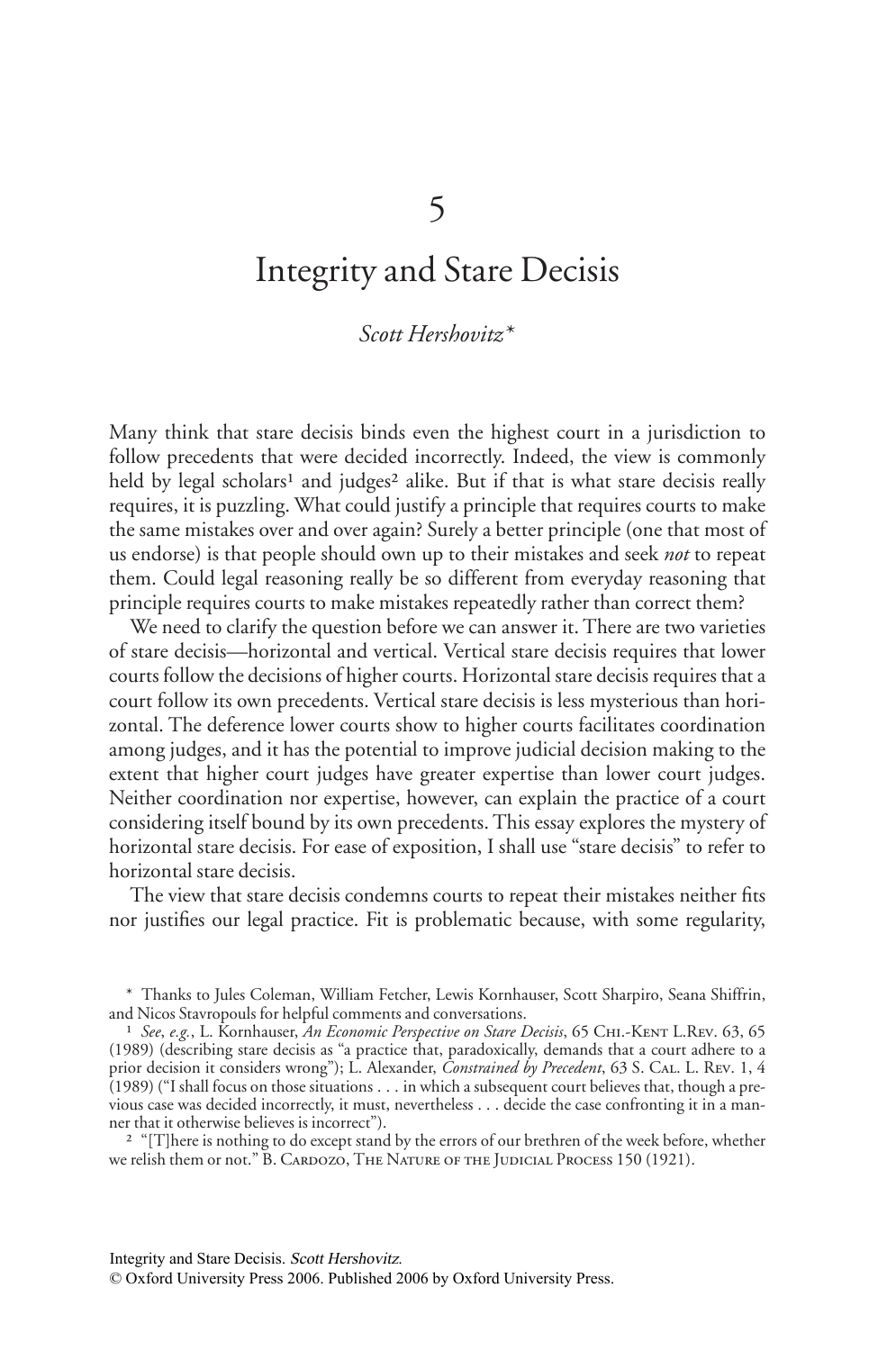# 5

# Integrity and Stare Decisis

*Scott Hershovitz**

Many think that stare decisis binds even the highest court in a jurisdiction to follow precedents that were decided incorrectly. Indeed, the view is commonly held by legal scholars[1] and judges[2] alike. But if that is what stare decisis really requires, it is puzzling. What could justify a principle that requires courts to make the same mistakes over and over again? Surely a better principle (one that most of us endorse) is that people should own up to their mistakes and seek *not* to repeat them. Could legal reasoning really be so different from everyday reasoning that principle requires courts to make mistakes repeatedly rather than correct them?

We need to clarify the question before we can answer it. There are two varieties of stare decisis—horizontal and vertical. Vertical stare decisis requires that lower courts follow the decisions of higher courts. Horizontal stare decisis requires that a court follow its own precedents. Vertical stare decisis is less mysterious than horizontal. The deference lower courts show to higher courts facilitates coordination among judges, and it has the potential to improve judicial decision making to the extent that higher court judges have greater expertise than lower court judges. Neither coordination nor expertise, however, can explain the practice of a court considering itself bound by its own precedents. This essay explores the mystery of horizontal stare decisis. For ease of exposition, I shall use "stare decisis" to refer to horizontal stare decisis.

The view that stare decisis condemns courts to repeat their mistakes neither fits nor justifies our legal practice. Fit is problematic because, with some regularity,

\* Thanks to Jules Coleman, William Fetcher, Lewis Kornhauser, Scott Sharpiro, Seana Shiffrin, and Nicos Stavropouls for helpful comments and conversations.

[1] *See*, *e.g.*, L. Kornhauser, *An Economic Perspective on Stare Decisis*, 65 Chi.-Kent L.Rev. 63, 65 (1989) (describing stare decisis as "a practice that, paradoxically, demands that a court adhere to a prior decision it considers wrong"); L. Alexander, *Constrained by Precedent*, 63 S. Cal. L. Rev. 1, 4 (1989) ("I shall focus on those situations . . . in which a subsequent court believes that, though a previous case was decided incorrectly, it must, nevertheless . . . decide the case confronting it in a manner that it otherwise believes is incorrect").

[2] "[T]here is nothing to do except stand by the errors of our brethren of the week before, whether we relish them or not." B. Cardozo, The Nature of the Judicial Process 150 (1921).

Integrity and Stare Decisis. *Scott Hershovitz*.
© Oxford University Press 2006. Published 2006 by Oxford University Press.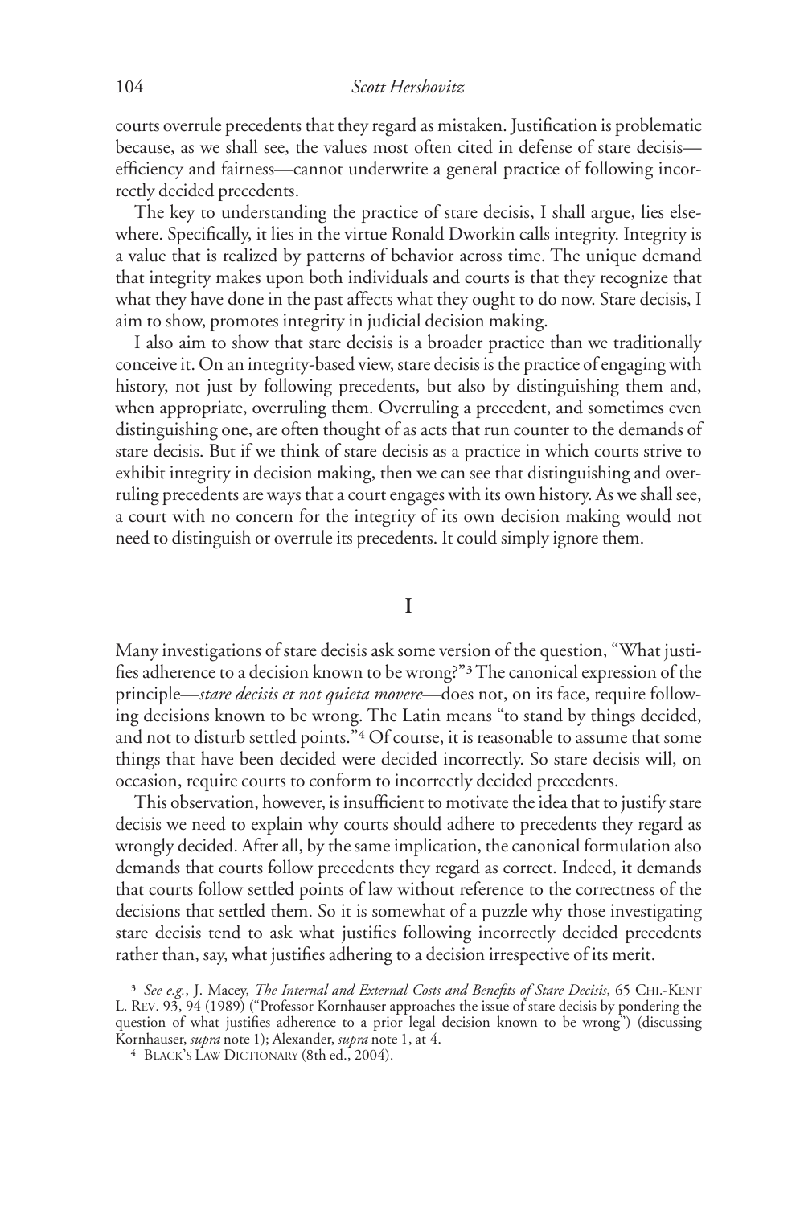courts overrule precedents that they regard as mistaken. Justification is problematic because, as we shall see, the values most often cited in defense of stare decisis—efficiency and fairness—cannot underwrite a general practice of following incorrectly decided precedents.

The key to understanding the practice of stare decisis, I shall argue, lies elsewhere. Specifically, it lies in the virtue Ronald Dworkin calls integrity. Integrity is a value that is realized by patterns of behavior across time. The unique demand that integrity makes upon both individuals and courts is that they recognize that what they have done in the past affects what they ought to do now. Stare decisis, I aim to show, promotes integrity in judicial decision making.

I also aim to show that stare decisis is a broader practice than we traditionally conceive it. On an integrity-based view, stare decisis is the practice of engaging with history, not just by following precedents, but also by distinguishing them and, when appropriate, overruling them. Overruling a precedent, and sometimes even distinguishing one, are often thought of as acts that run counter to the demands of stare decisis. But if we think of stare decisis as a practice in which courts strive to exhibit integrity in decision making, then we can see that distinguishing and overruling precedents are ways that a court engages with its own history. As we shall see, a court with no concern for the integrity of its own decision making would not need to distinguish or overrule its precedents. It could simply ignore them.

## I

Many investigations of stare decisis ask some version of the question, "What justifies adherence to a decision known to be wrong?"[3] The canonical expression of the principle—*stare decisis et not quieta movere*—does not, on its face, require following decisions known to be wrong. The Latin means "to stand by things decided, and not to disturb settled points."[4] Of course, it is reasonable to assume that some things that have been decided were decided incorrectly. So stare decisis will, on occasion, require courts to conform to incorrectly decided precedents.

This observation, however, is insufficient to motivate the idea that to justify stare decisis we need to explain why courts should adhere to precedents they regard as wrongly decided. After all, by the same implication, the canonical formulation also demands that courts follow precedents they regard as correct. Indeed, it demands that courts follow settled points of law without reference to the correctness of the decisions that settled them. So it is somewhat of a puzzle why those investigating stare decisis tend to ask what justifies following incorrectly decided precedents rather than, say, what justifies adhering to a decision irrespective of its merit.

[3] *See e.g.*, J. Macey, *The Internal and External Costs and Benefits of Stare Decisis*, 65 CHI.-KENT L. REV. 93, 94 (1989) ("Professor Kornhauser approaches the issue of stare decisis by pondering the question of what justifies adherence to a prior legal decision known to be wrong") (discussing Kornhauser, *supra* note 1); Alexander, *supra* note 1, at 4.

[4] BLACK'S LAW DICTIONARY (8th ed., 2004).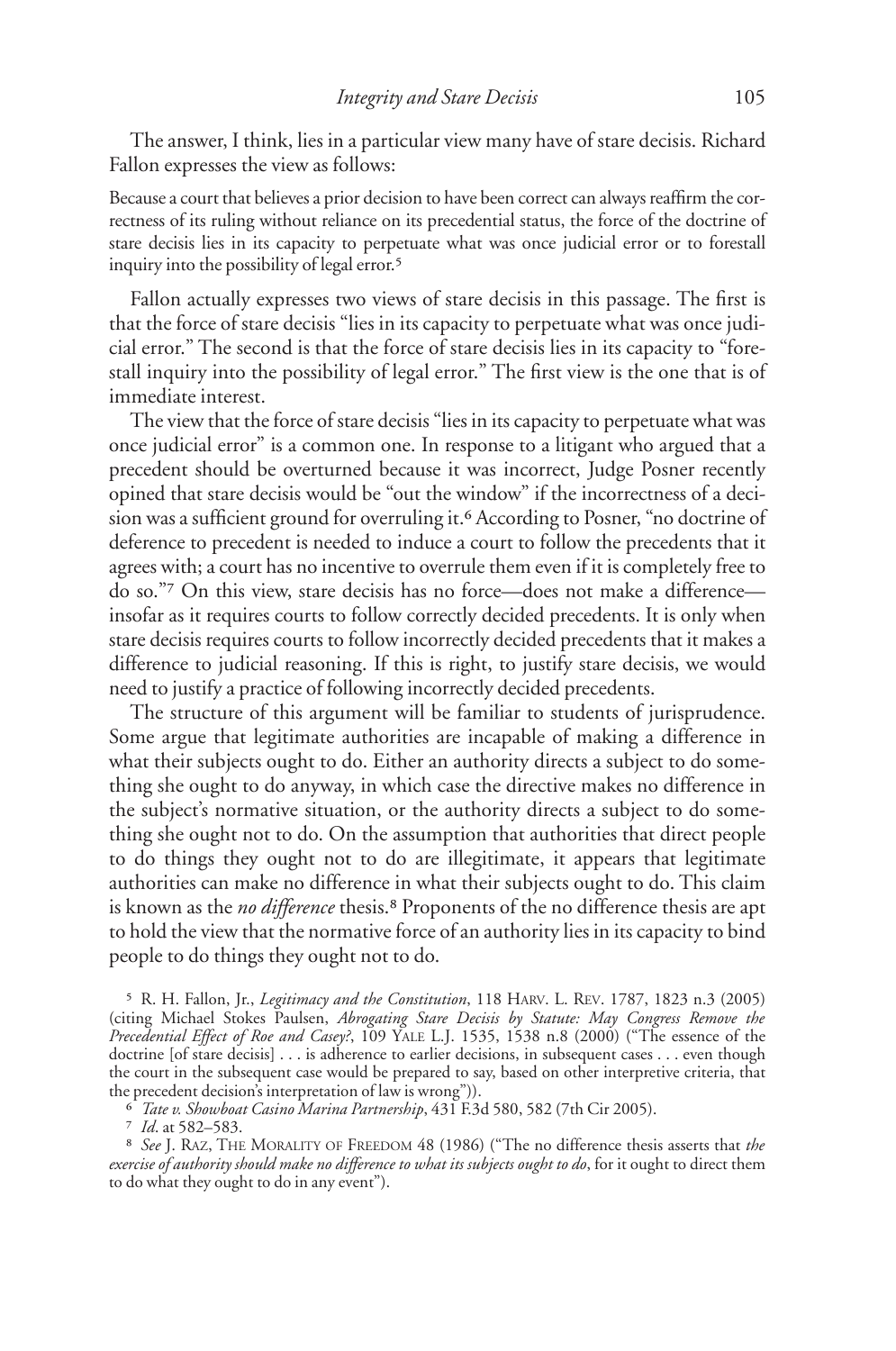The answer, I think, lies in a particular view many have of stare decisis. Richard Fallon expresses the view as follows:

> Because a court that believes a prior decision to have been correct can always reaffirm the correctness of its ruling without reliance on its precedential status, the force of the doctrine of stare decisis lies in its capacity to perpetuate what was once judicial error or to forestall inquiry into the possibility of legal error.[5]

Fallon actually expresses two views of stare decisis in this passage. The first is that the force of stare decisis "lies in its capacity to perpetuate what was once judicial error." The second is that the force of stare decisis lies in its capacity to "forestall inquiry into the possibility of legal error." The first view is the one that is of immediate interest.

The view that the force of stare decisis "lies in its capacity to perpetuate what was once judicial error" is a common one. In response to a litigant who argued that a precedent should be overturned because it was incorrect, Judge Posner recently opined that stare decisis would be "out the window" if the incorrectness of a decision was a sufficient ground for overruling it.[6] According to Posner, "no doctrine of deference to precedent is needed to induce a court to follow the precedents that it agrees with; a court has no incentive to overrule them even if it is completely free to do so."[7] On this view, stare decisis has no force—does not make a difference—insofar as it requires courts to follow correctly decided precedents. It is only when stare decisis requires courts to follow incorrectly decided precedents that it makes a difference to judicial reasoning. If this is right, to justify stare decisis, we would need to justify a practice of following incorrectly decided precedents.

The structure of this argument will be familiar to students of jurisprudence. Some argue that legitimate authorities are incapable of making a difference in what their subjects ought to do. Either an authority directs a subject to do something she ought to do anyway, in which case the directive makes no difference in the subject's normative situation, or the authority directs a subject to do something she ought not to do. On the assumption that authorities that direct people to do things they ought not to do are illegitimate, it appears that legitimate authorities can make no difference in what their subjects ought to do. This claim is known as the *no difference* thesis.[8] Proponents of the no difference thesis are apt to hold the view that the normative force of an authority lies in its capacity to bind people to do things they ought not to do.

---

[5] R. H. Fallon, Jr., *Legitimacy and the Constitution*, 118 Harv. L. Rev. 1787, 1823 n.3 (2005) (citing Michael Stokes Paulsen, *Abrogating Stare Decisis by Statute: May Congress Remove the Precedential Effect of Roe and Casey?*, 109 Yale L.J. 1535, 1538 n.8 (2000) ("The essence of the doctrine [of stare decisis] . . . is adherence to earlier decisions, in subsequent cases . . . even though the court in the subsequent case would be prepared to say, based on other interpretive criteria, that the precedent decision's interpretation of law is wrong")).

[6] *Tate v. Showboat Casino Marina Partnership*, 431 F.3d 580, 582 (7th Cir 2005).

[7] *Id*. at 582–583.

[8] *See* J. Raz, The Morality of Freedom 48 (1986) ("The no difference thesis asserts that *the exercise of authority should make no difference to what its subjects ought to do*, for it ought to direct them to do what they ought to do in any event").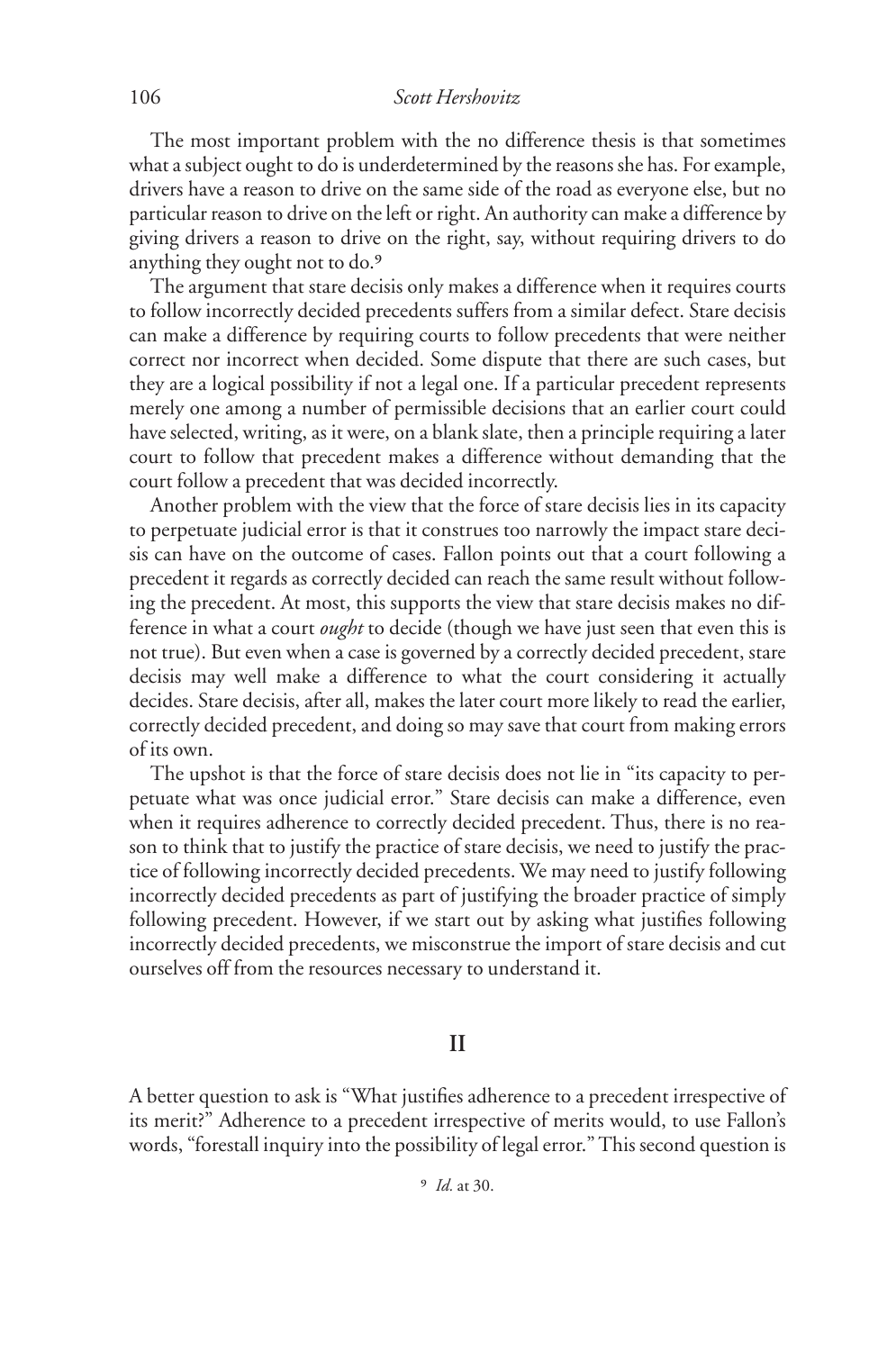The most important problem with the no difference thesis is that sometimes what a subject ought to do is underdetermined by the reasons she has. For example, drivers have a reason to drive on the same side of the road as everyone else, but no particular reason to drive on the left or right. An authority can make a difference by giving drivers a reason to drive on the right, say, without requiring drivers to do anything they ought not to do.[9]

The argument that stare decisis only makes a difference when it requires courts to follow incorrectly decided precedents suffers from a similar defect. Stare decisis can make a difference by requiring courts to follow precedents that were neither correct nor incorrect when decided. Some dispute that there are such cases, but they are a logical possibility if not a legal one. If a particular precedent represents merely one among a number of permissible decisions that an earlier court could have selected, writing, as it were, on a blank slate, then a principle requiring a later court to follow that precedent makes a difference without demanding that the court follow a precedent that was decided incorrectly.

Another problem with the view that the force of stare decisis lies in its capacity to perpetuate judicial error is that it construes too narrowly the impact stare decisis can have on the outcome of cases. Fallon points out that a court following a precedent it regards as correctly decided can reach the same result without following the precedent. At most, this supports the view that stare decisis makes no difference in what a court *ought* to decide (though we have just seen that even this is not true). But even when a case is governed by a correctly decided precedent, stare decisis may well make a difference to what the court considering it actually decides. Stare decisis, after all, makes the later court more likely to read the earlier, correctly decided precedent, and doing so may save that court from making errors of its own.

The upshot is that the force of stare decisis does not lie in "its capacity to perpetuate what was once judicial error." Stare decisis can make a difference, even when it requires adherence to correctly decided precedent. Thus, there is no reason to think that to justify the practice of stare decisis, we need to justify the practice of following incorrectly decided precedents. We may need to justify following incorrectly decided precedents as part of justifying the broader practice of simply following precedent. However, if we start out by asking what justifies following incorrectly decided precedents, we misconstrue the import of stare decisis and cut ourselves off from the resources necessary to understand it.

## II

A better question to ask is "What justifies adherence to a precedent irrespective of its merit?" Adherence to a precedent irrespective of merits would, to use Fallon's words, "forestall inquiry into the possibility of legal error." This second question is

[9] *Id.* at 30.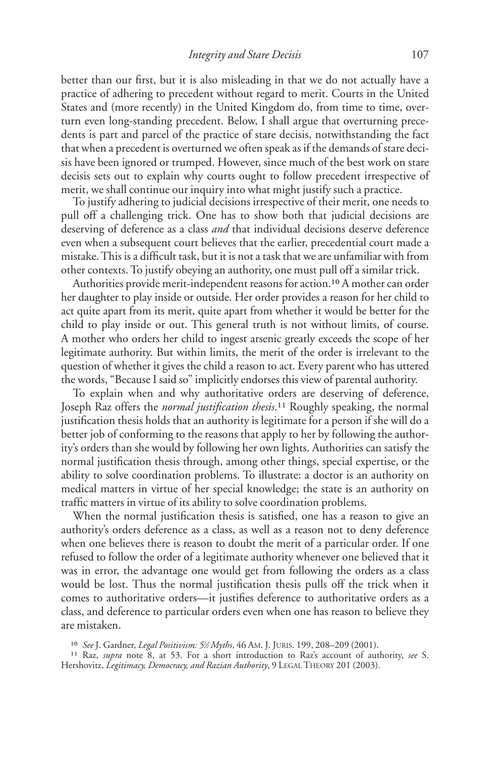better than our first, but it is also misleading in that we do not actually have a practice of adhering to precedent without regard to merit. Courts in the United States and (more recently) in the United Kingdom do, from time to time, overturn even long-standing precedent. Below, I shall argue that overturning precedents is part and parcel of the practice of stare decisis, notwithstanding the fact that when a precedent is overturned we often speak as if the demands of stare decisis have been ignored or trumped. However, since much of the best work on stare decisis sets out to explain why courts ought to follow precedent irrespective of merit, we shall continue our inquiry into what might justify such a practice.

To justify adhering to judicial decisions irrespective of their merit, one needs to pull off a challenging trick. One has to show both that judicial decisions are deserving of deference as a class *and* that individual decisions deserve deference even when a subsequent court believes that the earlier, precedential court made a mistake. This is a difficult task, but it is not a task that we are unfamiliar with from other contexts. To justify obeying an authority, one must pull off a similar trick.

Authorities provide merit-independent reasons for action.[10] A mother can order her daughter to play inside or outside. Her order provides a reason for her child to act quite apart from its merit, quite apart from whether it would be better for the child to play inside or out. This general truth is not without limits, of course. A mother who orders her child to ingest arsenic greatly exceeds the scope of her legitimate authority. But within limits, the merit of the order is irrelevant to the question of whether it gives the child a reason to act. Every parent who has uttered the words, "Because I said so" implicitly endorses this view of parental authority.

To explain when and why authoritative orders are deserving of deference, Joseph Raz offers the *normal justification thesis*.[11] Roughly speaking, the normal justification thesis holds that an authority is legitimate for a person if she will do a better job of conforming to the reasons that apply to her by following the authority's orders than she would by following her own lights. Authorities can satisfy the normal justification thesis through, among other things, special expertise, or the ability to solve coordination problems. To illustrate: a doctor is an authority on medical matters in virtue of her special knowledge; the state is an authority on traffic matters in virtue of its ability to solve coordination problems.

When the normal justification thesis is satisfied, one has a reason to give an authority's orders deference as a class, as well as a reason not to deny deference when one believes there is reason to doubt the merit of a particular order. If one refused to follow the order of a legitimate authority whenever one believed that it was in error, the advantage one would get from following the orders as a class would be lost. Thus the normal justification thesis pulls off the trick when it comes to authoritative orders—it justifies deference to authoritative orders as a class, and deference to particular orders even when one has reason to believe they are mistaken.

[10] *See* J. Gardner, *Legal Positivism: 5½ Myths*, 46 AM. J. JURIS. 199, 208–209 (2001).

[11] Raz, *supra* note 8, at 53. For a short introduction to Raz's account of authority, *see* S. Hershovitz, *Legitimacy, Democracy, and Razian Authority*, 9 LEGAL THEORY 201 (2003).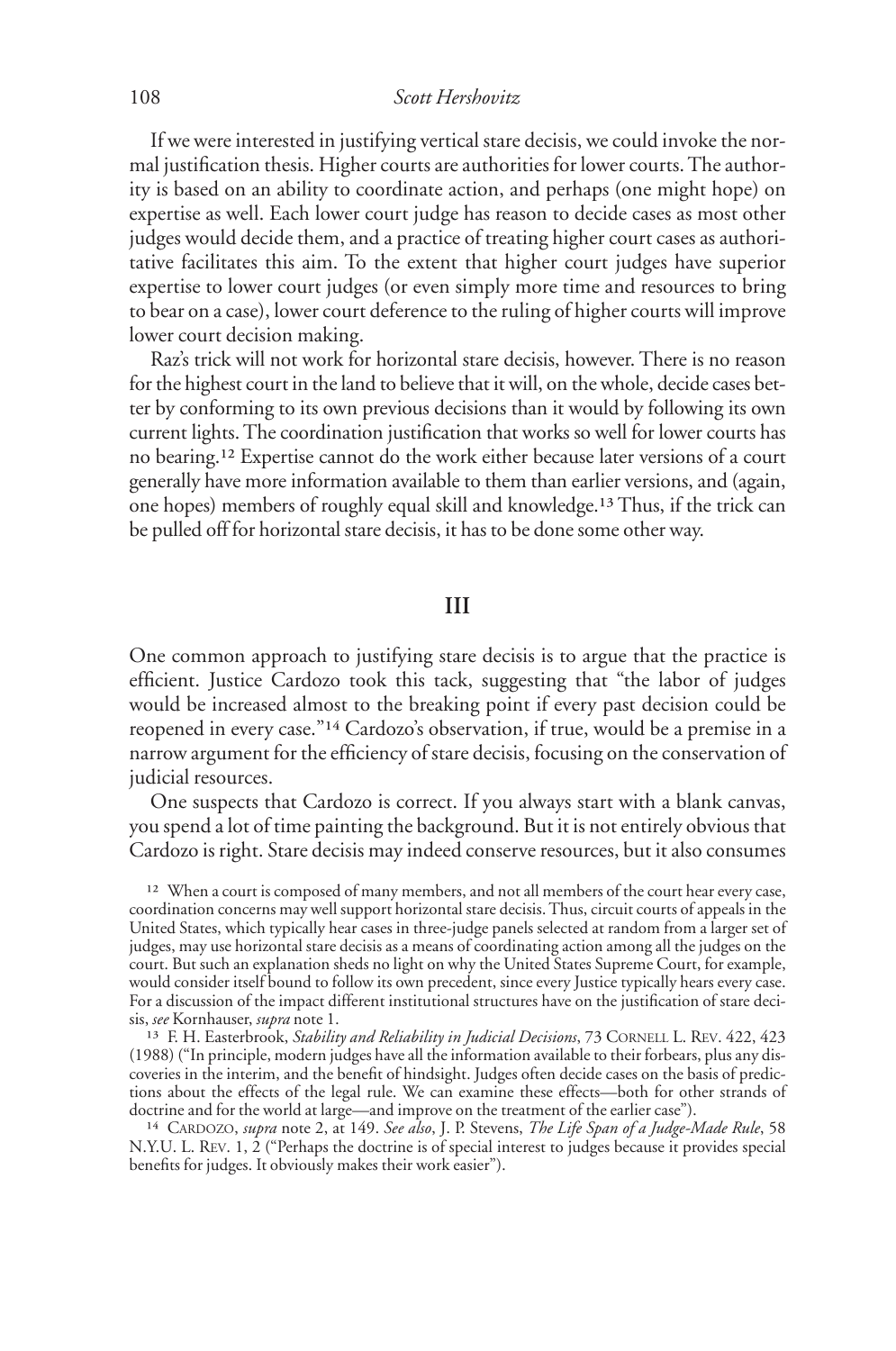If we were interested in justifying vertical stare decisis, we could invoke the normal justification thesis. Higher courts are authorities for lower courts. The authority is based on an ability to coordinate action, and perhaps (one might hope) on expertise as well. Each lower court judge has reason to decide cases as most other judges would decide them, and a practice of treating higher court cases as authoritative facilitates this aim. To the extent that higher court judges have superior expertise to lower court judges (or even simply more time and resources to bring to bear on a case), lower court deference to the ruling of higher courts will improve lower court decision making.

Raz's trick will not work for horizontal stare decisis, however. There is no reason for the highest court in the land to believe that it will, on the whole, decide cases better by conforming to its own previous decisions than it would by following its own current lights. The coordination justification that works so well for lower courts has no bearing.[12] Expertise cannot do the work either because later versions of a court generally have more information available to them than earlier versions, and (again, one hopes) members of roughly equal skill and knowledge.[13] Thus, if the trick can be pulled off for horizontal stare decisis, it has to be done some other way.

## III

One common approach to justifying stare decisis is to argue that the practice is efficient. Justice Cardozo took this tack, suggesting that "the labor of judges would be increased almost to the breaking point if every past decision could be reopened in every case."[14] Cardozo's observation, if true, would be a premise in a narrow argument for the efficiency of stare decisis, focusing on the conservation of judicial resources.

One suspects that Cardozo is correct. If you always start with a blank canvas, you spend a lot of time painting the background. But it is not entirely obvious that Cardozo is right. Stare decisis may indeed conserve resources, but it also consumes

[12] When a court is composed of many members, and not all members of the court hear every case, coordination concerns may well support horizontal stare decisis. Thus, circuit courts of appeals in the United States, which typically hear cases in three-judge panels selected at random from a larger set of judges, may use horizontal stare decisis as a means of coordinating action among all the judges on the court. But such an explanation sheds no light on why the United States Supreme Court, for example, would consider itself bound to follow its own precedent, since every Justice typically hears every case. For a discussion of the impact different institutional structures have on the justification of stare decisis, *see* Kornhauser, *supra* note 1.

[13] F. H. Easterbrook, *Stability and Reliability in Judicial Decisions*, 73 CORNELL L. REV. 422, 423 (1988) ("In principle, modern judges have all the information available to their forbears, plus any discoveries in the interim, and the benefit of hindsight. Judges often decide cases on the basis of predictions about the effects of the legal rule. We can examine these effects—both for other strands of doctrine and for the world at large—and improve on the treatment of the earlier case").

[14] CARDOZO, *supra* note 2, at 149. *See also*, J. P. Stevens, *The Life Span of a Judge-Made Rule*, 58 N.Y.U. L. REV. 1, 2 ("Perhaps the doctrine is of special interest to judges because it provides special benefits for judges. It obviously makes their work easier").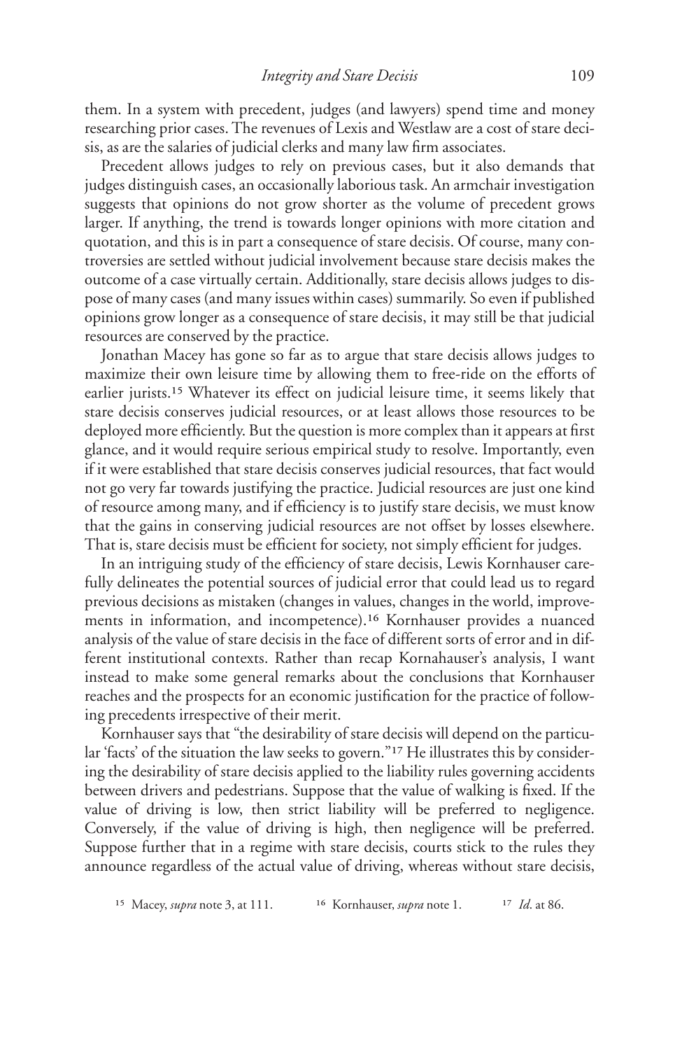them. In a system with precedent, judges (and lawyers) spend time and money researching prior cases. The revenues of Lexis and Westlaw are a cost of stare decisis, as are the salaries of judicial clerks and many law firm associates.

Precedent allows judges to rely on previous cases, but it also demands that judges distinguish cases, an occasionally laborious task. An armchair investigation suggests that opinions do not grow shorter as the volume of precedent grows larger. If anything, the trend is towards longer opinions with more citation and quotation, and this is in part a consequence of stare decisis. Of course, many controversies are settled without judicial involvement because stare decisis makes the outcome of a case virtually certain. Additionally, stare decisis allows judges to dispose of many cases (and many issues within cases) summarily. So even if published opinions grow longer as a consequence of stare decisis, it may still be that judicial resources are conserved by the practice.

Jonathan Macey has gone so far as to argue that stare decisis allows judges to maximize their own leisure time by allowing them to free-ride on the efforts of earlier jurists.[15] Whatever its effect on judicial leisure time, it seems likely that stare decisis conserves judicial resources, or at least allows those resources to be deployed more efficiently. But the question is more complex than it appears at first glance, and it would require serious empirical study to resolve. Importantly, even if it were established that stare decisis conserves judicial resources, that fact would not go very far towards justifying the practice. Judicial resources are just one kind of resource among many, and if efficiency is to justify stare decisis, we must know that the gains in conserving judicial resources are not offset by losses elsewhere. That is, stare decisis must be efficient for society, not simply efficient for judges.

In an intriguing study of the efficiency of stare decisis, Lewis Kornhauser carefully delineates the potential sources of judicial error that could lead us to regard previous decisions as mistaken (changes in values, changes in the world, improvements in information, and incompetence).[16] Kornhauser provides a nuanced analysis of the value of stare decisis in the face of different sorts of error and in different institutional contexts. Rather than recap Kornahauser's analysis, I want instead to make some general remarks about the conclusions that Kornhauser reaches and the prospects for an economic justification for the practice of following precedents irrespective of their merit.

Kornhauser says that "the desirability of stare decisis will depend on the particular 'facts' of the situation the law seeks to govern."[17] He illustrates this by considering the desirability of stare decisis applied to the liability rules governing accidents between drivers and pedestrians. Suppose that the value of walking is fixed. If the value of driving is low, then strict liability will be preferred to negligence. Conversely, if the value of driving is high, then negligence will be preferred. Suppose further that in a regime with stare decisis, courts stick to the rules they announce regardless of the actual value of driving, whereas without stare decisis,

[15] Macey, *supra* note 3, at 111. [16] Kornhauser, *supra* note 1. [17] *Id*. at 86.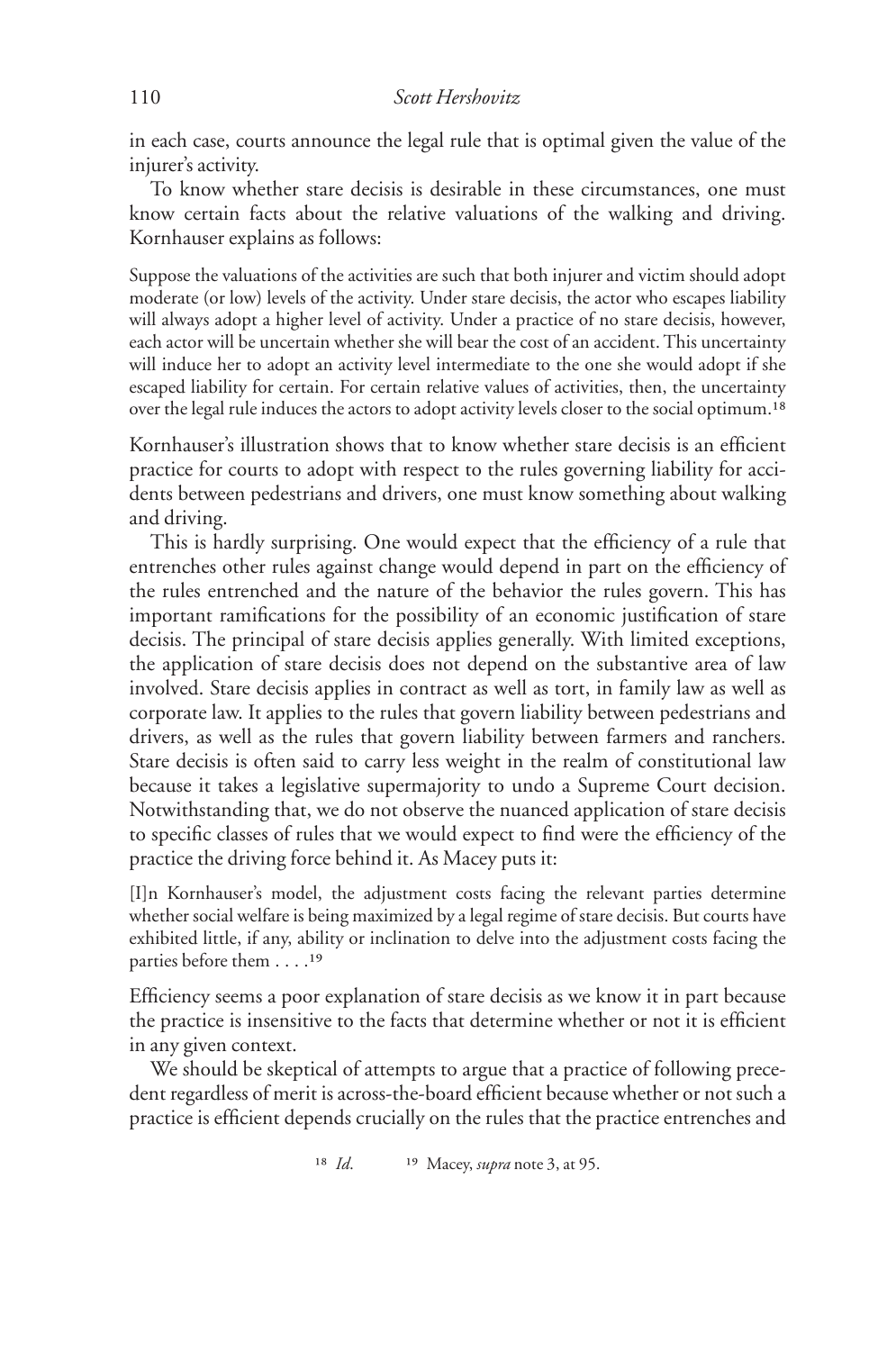in each case, courts announce the legal rule that is optimal given the value of the injurer's activity.

To know whether stare decisis is desirable in these circumstances, one must know certain facts about the relative valuations of the walking and driving. Kornhauser explains as follows:

> Suppose the valuations of the activities are such that both injurer and victim should adopt moderate (or low) levels of the activity. Under stare decisis, the actor who escapes liability will always adopt a higher level of activity. Under a practice of no stare decisis, however, each actor will be uncertain whether she will bear the cost of an accident. This uncertainty will induce her to adopt an activity level intermediate to the one she would adopt if she escaped liability for certain. For certain relative values of activities, then, the uncertainty over the legal rule induces the actors to adopt activity levels closer to the social optimum.[18]

Kornhauser's illustration shows that to know whether stare decisis is an efficient practice for courts to adopt with respect to the rules governing liability for accidents between pedestrians and drivers, one must know something about walking and driving.

This is hardly surprising. One would expect that the efficiency of a rule that entrenches other rules against change would depend in part on the efficiency of the rules entrenched and the nature of the behavior the rules govern. This has important ramifications for the possibility of an economic justification of stare decisis. The principal of stare decisis applies generally. With limited exceptions, the application of stare decisis does not depend on the substantive area of law involved. Stare decisis applies in contract as well as tort, in family law as well as corporate law. It applies to the rules that govern liability between pedestrians and drivers, as well as the rules that govern liability between farmers and ranchers. Stare decisis is often said to carry less weight in the realm of constitutional law because it takes a legislative supermajority to undo a Supreme Court decision. Notwithstanding that, we do not observe the nuanced application of stare decisis to specific classes of rules that we would expect to find were the efficiency of the practice the driving force behind it. As Macey puts it:

> [I]n Kornhauser's model, the adjustment costs facing the relevant parties determine whether social welfare is being maximized by a legal regime of stare decisis. But courts have exhibited little, if any, ability or inclination to delve into the adjustment costs facing the parties before them . . . .[19]

Efficiency seems a poor explanation of stare decisis as we know it in part because the practice is insensitive to the facts that determine whether or not it is efficient in any given context.

We should be skeptical of attempts to argue that a practice of following precedent regardless of merit is across-the-board efficient because whether or not such a practice is efficient depends crucially on the rules that the practice entrenches and

[18] *Id.*

[19] Macey, *supra* note 3, at 95.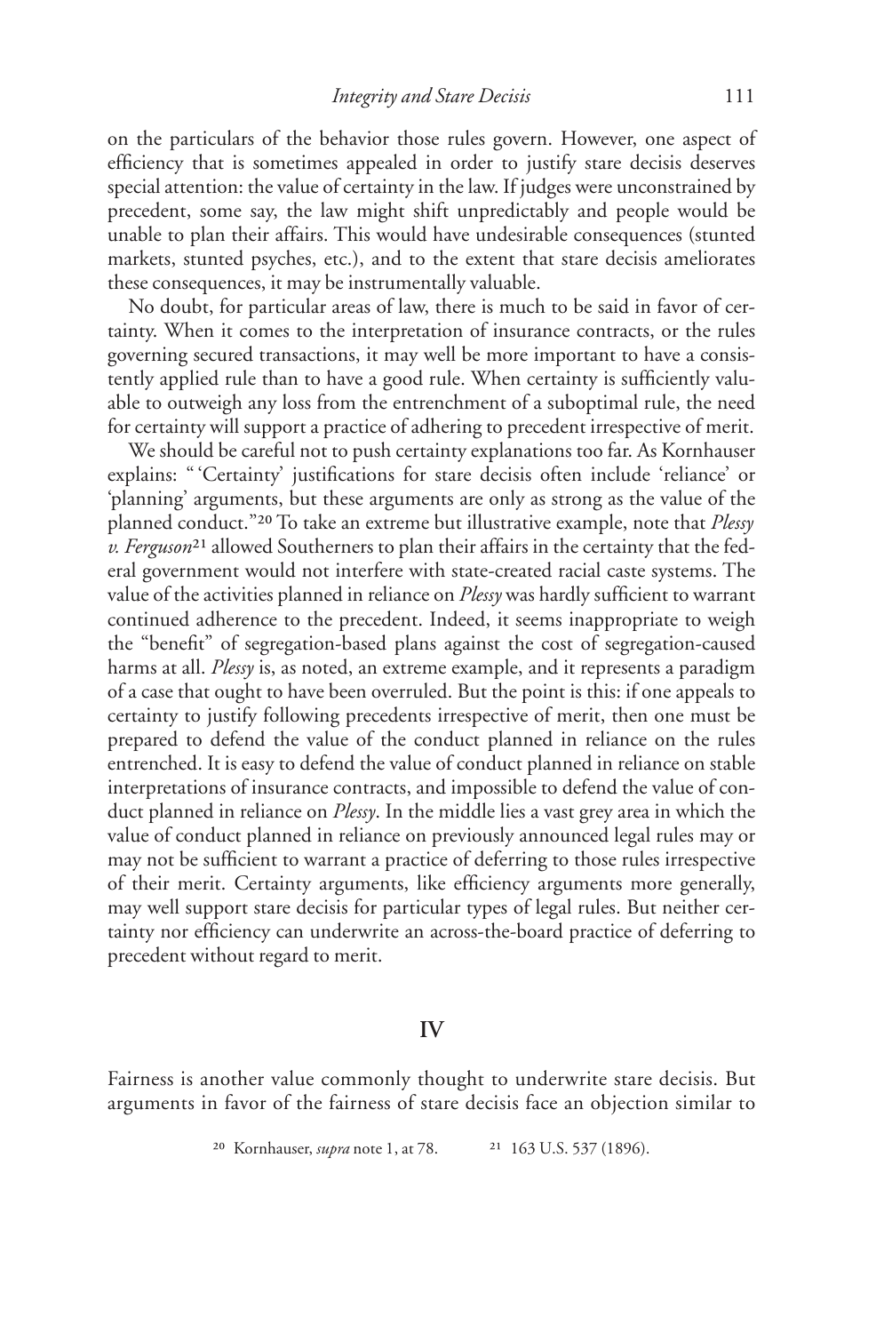on the particulars of the behavior those rules govern. However, one aspect of efficiency that is sometimes appealed in order to justify stare decisis deserves special attention: the value of certainty in the law. If judges were unconstrained by precedent, some say, the law might shift unpredictably and people would be unable to plan their affairs. This would have undesirable consequences (stunted markets, stunted psyches, etc.), and to the extent that stare decisis ameliorates these consequences, it may be instrumentally valuable.

No doubt, for particular areas of law, there is much to be said in favor of certainty. When it comes to the interpretation of insurance contracts, or the rules governing secured transactions, it may well be more important to have a consistently applied rule than to have a good rule. When certainty is sufficiently valuable to outweigh any loss from the entrenchment of a suboptimal rule, the need for certainty will support a practice of adhering to precedent irrespective of merit.

We should be careful not to push certainty explanations too far. As Kornhauser explains: "'Certainty' justifications for stare decisis often include 'reliance' or 'planning' arguments, but these arguments are only as strong as the value of the planned conduct."[20] To take an extreme but illustrative example, note that *Plessy v. Ferguson*[21] allowed Southerners to plan their affairs in the certainty that the federal government would not interfere with state-created racial caste systems. The value of the activities planned in reliance on *Plessy* was hardly sufficient to warrant continued adherence to the precedent. Indeed, it seems inappropriate to weigh the "benefit" of segregation-based plans against the cost of segregation-caused harms at all. *Plessy* is, as noted, an extreme example, and it represents a paradigm of a case that ought to have been overruled. But the point is this: if one appeals to certainty to justify following precedents irrespective of merit, then one must be prepared to defend the value of the conduct planned in reliance on the rules entrenched. It is easy to defend the value of conduct planned in reliance on stable interpretations of insurance contracts, and impossible to defend the value of conduct planned in reliance on *Plessy*. In the middle lies a vast grey area in which the value of conduct planned in reliance on previously announced legal rules may or may not be sufficient to warrant a practice of deferring to those rules irrespective of their merit. Certainty arguments, like efficiency arguments more generally, may well support stare decisis for particular types of legal rules. But neither certainty nor efficiency can underwrite an across-the-board practice of deferring to precedent without regard to merit.

## IV

Fairness is another value commonly thought to underwrite stare decisis. But arguments in favor of the fairness of stare decisis face an objection similar to

[20] Kornhauser, *supra* note 1, at 78. [21] 163 U.S. 537 (1896).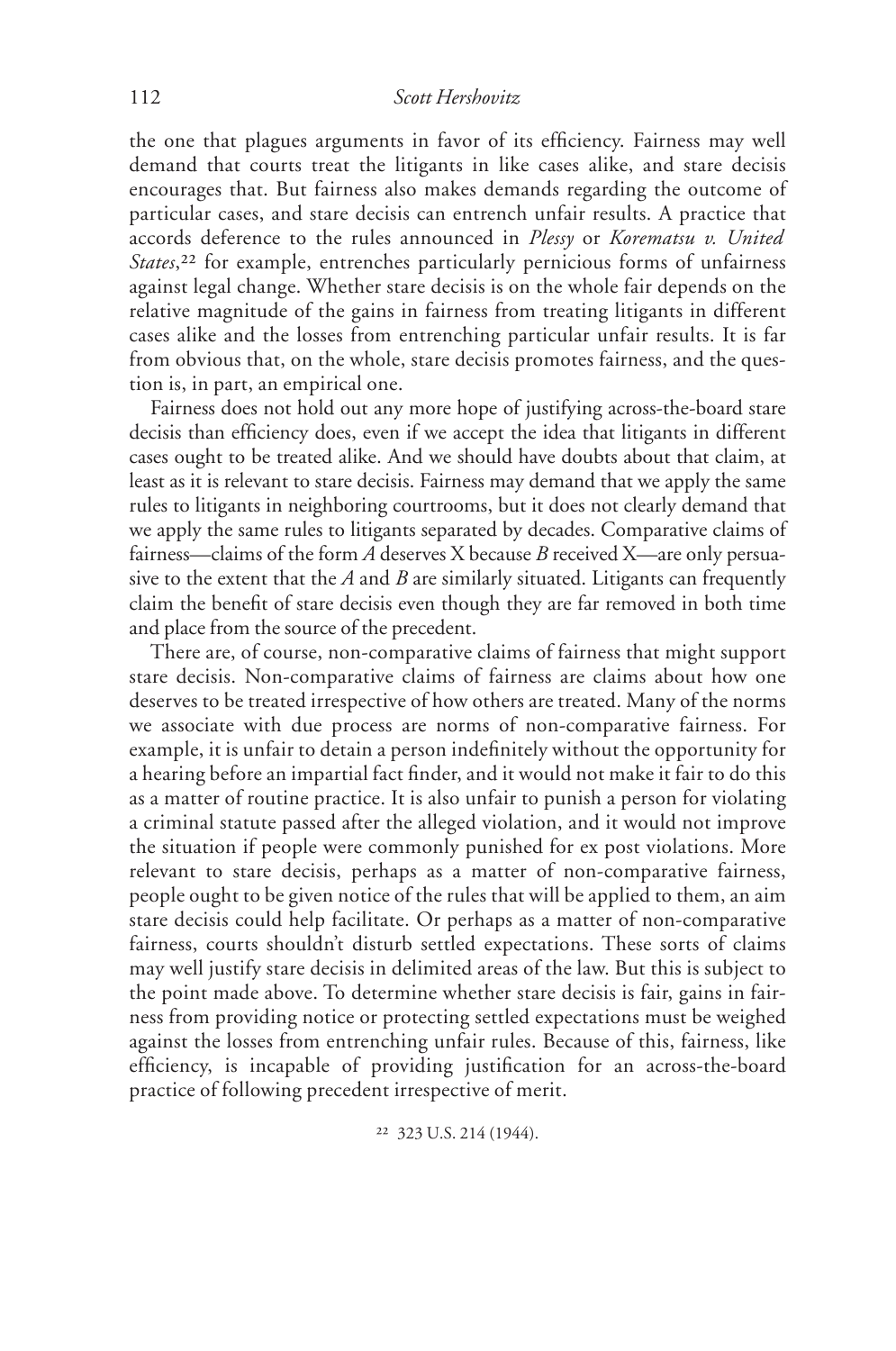the one that plagues arguments in favor of its efficiency. Fairness may well demand that courts treat the litigants in like cases alike, and stare decisis encourages that. But fairness also makes demands regarding the outcome of particular cases, and stare decisis can entrench unfair results. A practice that accords deference to the rules announced in *Plessy* or *Korematsu v. United States*,[22] for example, entrenches particularly pernicious forms of unfairness against legal change. Whether stare decisis is on the whole fair depends on the relative magnitude of the gains in fairness from treating litigants in different cases alike and the losses from entrenching particular unfair results. It is far from obvious that, on the whole, stare decisis promotes fairness, and the question is, in part, an empirical one.

Fairness does not hold out any more hope of justifying across-the-board stare decisis than efficiency does, even if we accept the idea that litigants in different cases ought to be treated alike. And we should have doubts about that claim, at least as it is relevant to stare decisis. Fairness may demand that we apply the same rules to litigants in neighboring courtrooms, but it does not clearly demand that we apply the same rules to litigants separated by decades. Comparative claims of fairness—claims of the form *A* deserves X because *B* received X—are only persuasive to the extent that the *A* and *B* are similarly situated. Litigants can frequently claim the benefit of stare decisis even though they are far removed in both time and place from the source of the precedent.

There are, of course, non-comparative claims of fairness that might support stare decisis. Non-comparative claims of fairness are claims about how one deserves to be treated irrespective of how others are treated. Many of the norms we associate with due process are norms of non-comparative fairness. For example, it is unfair to detain a person indefinitely without the opportunity for a hearing before an impartial fact finder, and it would not make it fair to do this as a matter of routine practice. It is also unfair to punish a person for violating a criminal statute passed after the alleged violation, and it would not improve the situation if people were commonly punished for ex post violations. More relevant to stare decisis, perhaps as a matter of non-comparative fairness, people ought to be given notice of the rules that will be applied to them, an aim stare decisis could help facilitate. Or perhaps as a matter of non-comparative fairness, courts shouldn't disturb settled expectations. These sorts of claims may well justify stare decisis in delimited areas of the law. But this is subject to the point made above. To determine whether stare decisis is fair, gains in fairness from providing notice or protecting settled expectations must be weighed against the losses from entrenching unfair rules. Because of this, fairness, like efficiency, is incapable of providing justification for an across-the-board practice of following precedent irrespective of merit.

[22] 323 U.S. 214 (1944).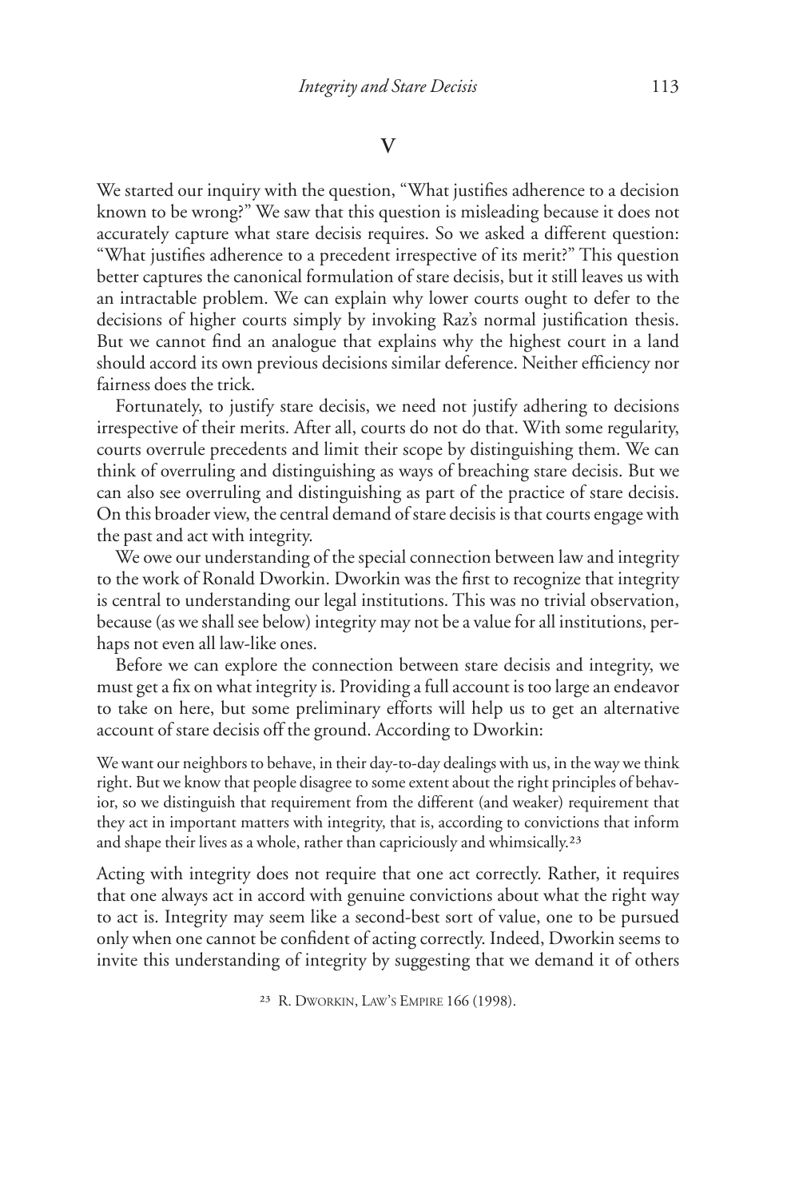## V

We started our inquiry with the question, "What justifies adherence to a decision known to be wrong?" We saw that this question is misleading because it does not accurately capture what stare decisis requires. So we asked a different question: "What justifies adherence to a precedent irrespective of its merit?" This question better captures the canonical formulation of stare decisis, but it still leaves us with an intractable problem. We can explain why lower courts ought to defer to the decisions of higher courts simply by invoking Raz's normal justification thesis. But we cannot find an analogue that explains why the highest court in a land should accord its own previous decisions similar deference. Neither efficiency nor fairness does the trick.

Fortunately, to justify stare decisis, we need not justify adhering to decisions irrespective of their merits. After all, courts do not do that. With some regularity, courts overrule precedents and limit their scope by distinguishing them. We can think of overruling and distinguishing as ways of breaching stare decisis. But we can also see overruling and distinguishing as part of the practice of stare decisis. On this broader view, the central demand of stare decisis is that courts engage with the past and act with integrity.

We owe our understanding of the special connection between law and integrity to the work of Ronald Dworkin. Dworkin was the first to recognize that integrity is central to understanding our legal institutions. This was no trivial observation, because (as we shall see below) integrity may not be a value for all institutions, perhaps not even all law-like ones.

Before we can explore the connection between stare decisis and integrity, we must get a fix on what integrity is. Providing a full account is too large an endeavor to take on here, but some preliminary efforts will help us to get an alternative account of stare decisis off the ground. According to Dworkin:

> We want our neighbors to behave, in their day-to-day dealings with us, in the way we think right. But we know that people disagree to some extent about the right principles of behavior, so we distinguish that requirement from the different (and weaker) requirement that they act in important matters with integrity, that is, according to convictions that inform and shape their lives as a whole, rather than capriciously and whimsically.[23]

Acting with integrity does not require that one act correctly. Rather, it requires that one always act in accord with genuine convictions about what the right way to act is. Integrity may seem like a second-best sort of value, one to be pursued only when one cannot be confident of acting correctly. Indeed, Dworkin seems to invite this understanding of integrity by suggesting that we demand it of others

[23] R. Dworkin, Law's Empire 166 (1998).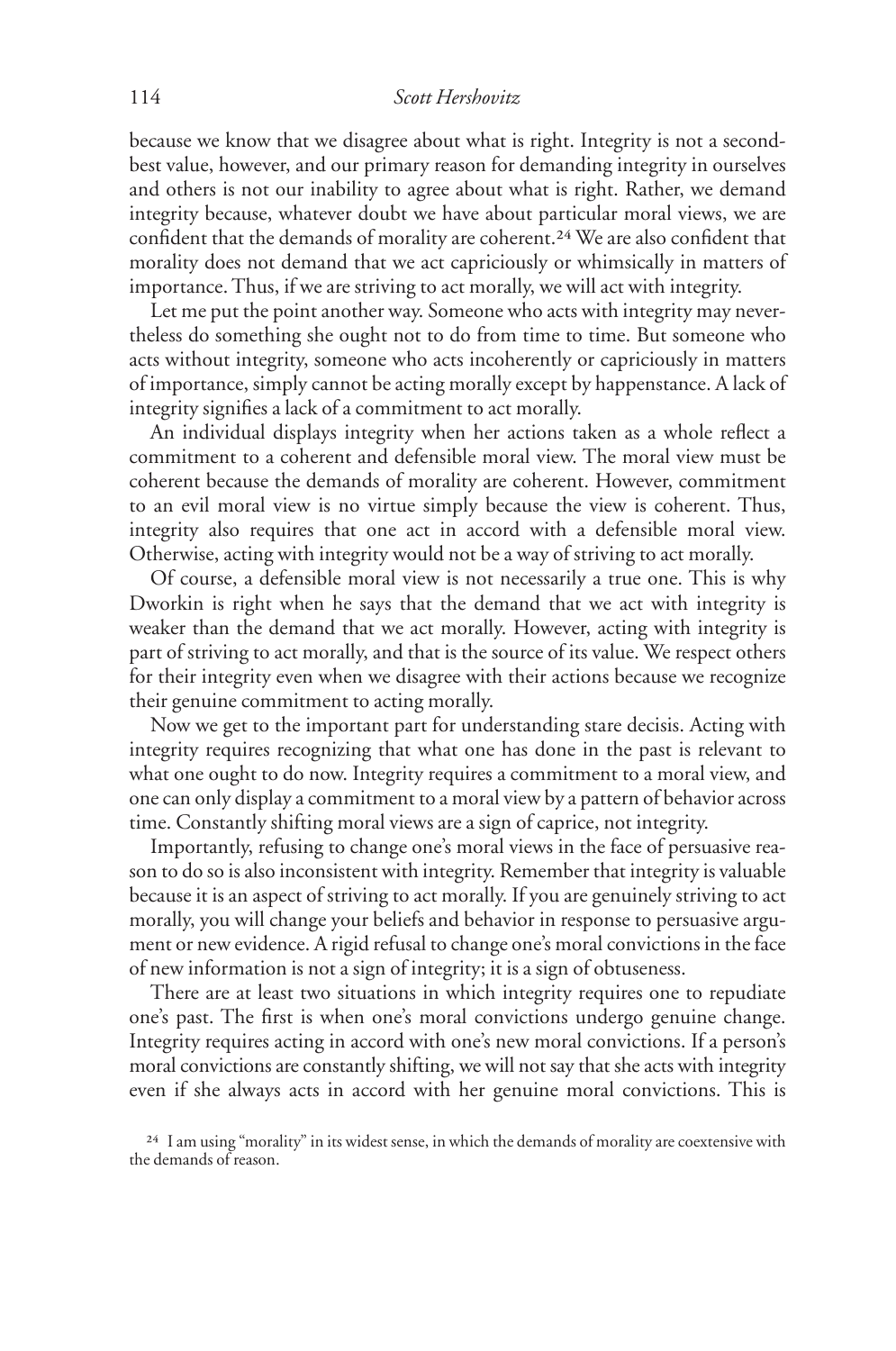because we know that we disagree about what is right. Integrity is not a second-best value, however, and our primary reason for demanding integrity in ourselves and others is not our inability to agree about what is right. Rather, we demand integrity because, whatever doubt we have about particular moral views, we are confident that the demands of morality are coherent.[24] We are also confident that morality does not demand that we act capriciously or whimsically in matters of importance. Thus, if we are striving to act morally, we will act with integrity.

Let me put the point another way. Someone who acts with integrity may nevertheless do something she ought not to do from time to time. But someone who acts without integrity, someone who acts incoherently or capriciously in matters of importance, simply cannot be acting morally except by happenstance. A lack of integrity signifies a lack of a commitment to act morally.

An individual displays integrity when her actions taken as a whole reflect a commitment to a coherent and defensible moral view. The moral view must be coherent because the demands of morality are coherent. However, commitment to an evil moral view is no virtue simply because the view is coherent. Thus, integrity also requires that one act in accord with a defensible moral view. Otherwise, acting with integrity would not be a way of striving to act morally.

Of course, a defensible moral view is not necessarily a true one. This is why Dworkin is right when he says that the demand that we act with integrity is weaker than the demand that we act morally. However, acting with integrity is part of striving to act morally, and that is the source of its value. We respect others for their integrity even when we disagree with their actions because we recognize their genuine commitment to acting morally.

Now we get to the important part for understanding stare decisis. Acting with integrity requires recognizing that what one has done in the past is relevant to what one ought to do now. Integrity requires a commitment to a moral view, and one can only display a commitment to a moral view by a pattern of behavior across time. Constantly shifting moral views are a sign of caprice, not integrity.

Importantly, refusing to change one's moral views in the face of persuasive reason to do so is also inconsistent with integrity. Remember that integrity is valuable because it is an aspect of striving to act morally. If you are genuinely striving to act morally, you will change your beliefs and behavior in response to persuasive argument or new evidence. A rigid refusal to change one's moral convictions in the face of new information is not a sign of integrity; it is a sign of obtuseness.

There are at least two situations in which integrity requires one to repudiate one's past. The first is when one's moral convictions undergo genuine change. Integrity requires acting in accord with one's new moral convictions. If a person's moral convictions are constantly shifting, we will not say that she acts with integrity even if she always acts in accord with her genuine moral convictions. This is

[24] I am using "morality" in its widest sense, in which the demands of morality are coextensive with the demands of reason.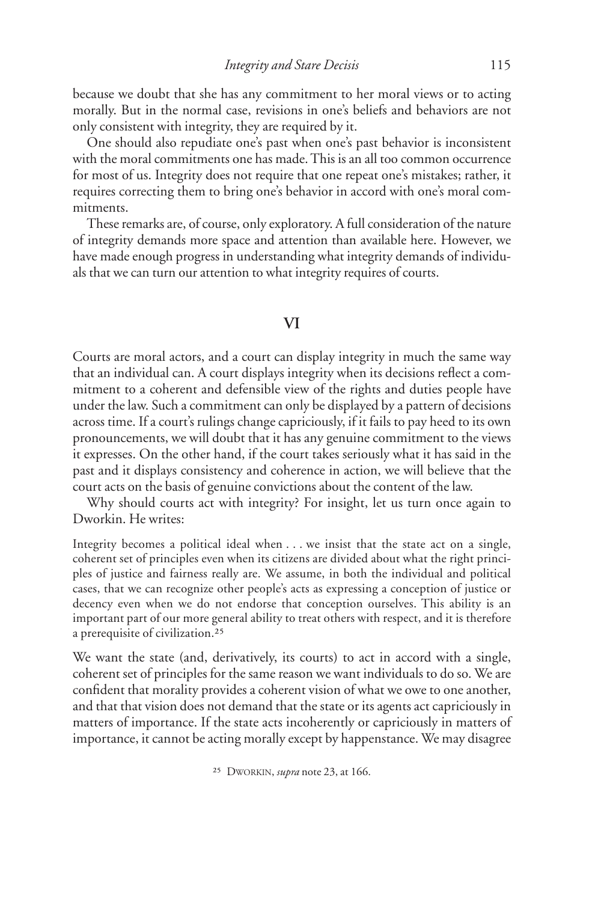because we doubt that she has any commitment to her moral views or to acting morally. But in the normal case, revisions in one's beliefs and behaviors are not only consistent with integrity, they are required by it.

One should also repudiate one's past when one's past behavior is inconsistent with the moral commitments one has made. This is an all too common occurrence for most of us. Integrity does not require that one repeat one's mistakes; rather, it requires correcting them to bring one's behavior in accord with one's moral commitments.

These remarks are, of course, only exploratory. A full consideration of the nature of integrity demands more space and attention than available here. However, we have made enough progress in understanding what integrity demands of individuals that we can turn our attention to what integrity requires of courts.

## VI

Courts are moral actors, and a court can display integrity in much the same way that an individual can. A court displays integrity when its decisions reflect a commitment to a coherent and defensible view of the rights and duties people have under the law. Such a commitment can only be displayed by a pattern of decisions across time. If a court's rulings change capriciously, if it fails to pay heed to its own pronouncements, we will doubt that it has any genuine commitment to the views it expresses. On the other hand, if the court takes seriously what it has said in the past and it displays consistency and coherence in action, we will believe that the court acts on the basis of genuine convictions about the content of the law.

Why should courts act with integrity? For insight, let us turn once again to Dworkin. He writes:

> Integrity becomes a political ideal when . . . we insist that the state act on a single, coherent set of principles even when its citizens are divided about what the right principles of justice and fairness really are. We assume, in both the individual and political cases, that we can recognize other people's acts as expressing a conception of justice or decency even when we do not endorse that conception ourselves. This ability is an important part of our more general ability to treat others with respect, and it is therefore a prerequisite of civilization.[25]

We want the state (and, derivatively, its courts) to act in accord with a single, coherent set of principles for the same reason we want individuals to do so. We are confident that morality provides a coherent vision of what we owe to one another, and that that vision does not demand that the state or its agents act capriciously in matters of importance. If the state acts incoherently or capriciously in matters of importance, it cannot be acting morally except by happenstance. We may disagree

[25] DWORKIN, *supra* note 23, at 166.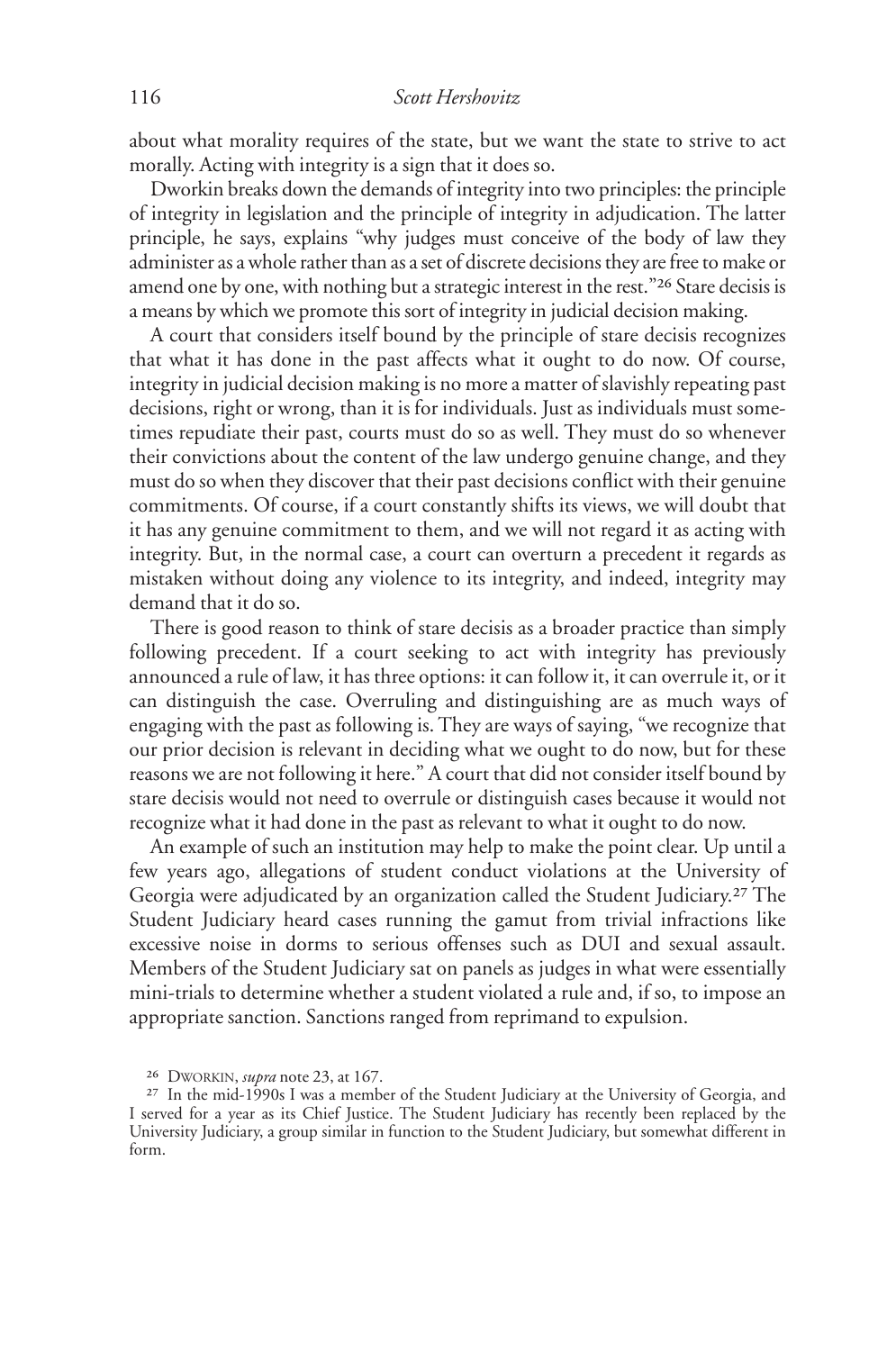about what morality requires of the state, but we want the state to strive to act morally. Acting with integrity is a sign that it does so.

Dworkin breaks down the demands of integrity into two principles: the principle of integrity in legislation and the principle of integrity in adjudication. The latter principle, he says, explains "why judges must conceive of the body of law they administer as a whole rather than as a set of discrete decisions they are free to make or amend one by one, with nothing but a strategic interest in the rest."[26] Stare decisis is a means by which we promote this sort of integrity in judicial decision making.

A court that considers itself bound by the principle of stare decisis recognizes that what it has done in the past affects what it ought to do now. Of course, integrity in judicial decision making is no more a matter of slavishly repeating past decisions, right or wrong, than it is for individuals. Just as individuals must sometimes repudiate their past, courts must do so as well. They must do so whenever their convictions about the content of the law undergo genuine change, and they must do so when they discover that their past decisions conflict with their genuine commitments. Of course, if a court constantly shifts its views, we will doubt that it has any genuine commitment to them, and we will not regard it as acting with integrity. But, in the normal case, a court can overturn a precedent it regards as mistaken without doing any violence to its integrity, and indeed, integrity may demand that it do so.

There is good reason to think of stare decisis as a broader practice than simply following precedent. If a court seeking to act with integrity has previously announced a rule of law, it has three options: it can follow it, it can overrule it, or it can distinguish the case. Overruling and distinguishing are as much ways of engaging with the past as following is. They are ways of saying, "we recognize that our prior decision is relevant in deciding what we ought to do now, but for these reasons we are not following it here." A court that did not consider itself bound by stare decisis would not need to overrule or distinguish cases because it would not recognize what it had done in the past as relevant to what it ought to do now.

An example of such an institution may help to make the point clear. Up until a few years ago, allegations of student conduct violations at the University of Georgia were adjudicated by an organization called the Student Judiciary.[27] The Student Judiciary heard cases running the gamut from trivial infractions like excessive noise in dorms to serious offenses such as DUI and sexual assault. Members of the Student Judiciary sat on panels as judges in what were essentially mini-trials to determine whether a student violated a rule and, if so, to impose an appropriate sanction. Sanctions ranged from reprimand to expulsion.

[26] Dworkin, *supra* note 23, at 167.

[27] In the mid-1990s I was a member of the Student Judiciary at the University of Georgia, and I served for a year as its Chief Justice. The Student Judiciary has recently been replaced by the University Judiciary, a group similar in function to the Student Judiciary, but somewhat different in form.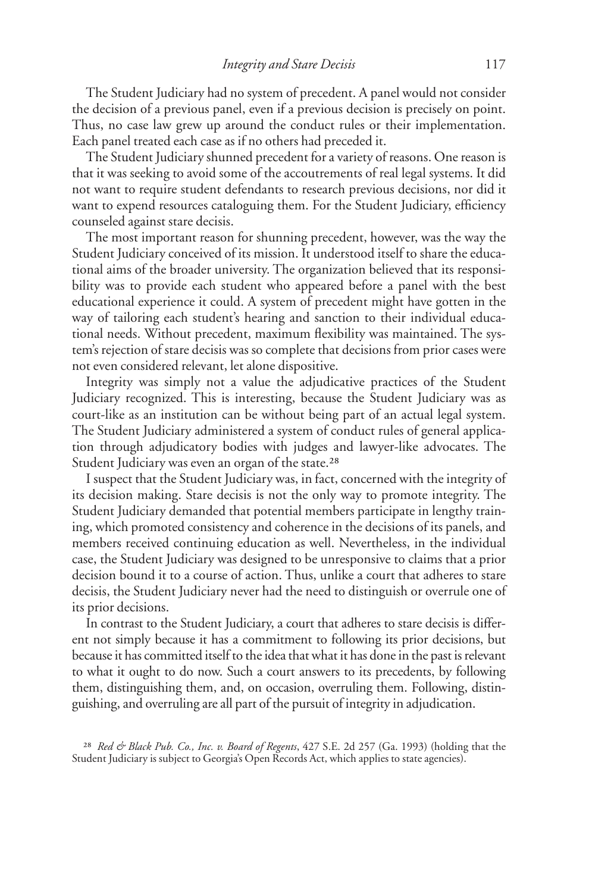The Student Judiciary had no system of precedent. A panel would not consider the decision of a previous panel, even if a previous decision is precisely on point. Thus, no case law grew up around the conduct rules or their implementation. Each panel treated each case as if no others had preceded it.

The Student Judiciary shunned precedent for a variety of reasons. One reason is that it was seeking to avoid some of the accoutrements of real legal systems. It did not want to require student defendants to research previous decisions, nor did it want to expend resources cataloguing them. For the Student Judiciary, efficiency counseled against stare decisis.

The most important reason for shunning precedent, however, was the way the Student Judiciary conceived of its mission. It understood itself to share the educational aims of the broader university. The organization believed that its responsibility was to provide each student who appeared before a panel with the best educational experience it could. A system of precedent might have gotten in the way of tailoring each student's hearing and sanction to their individual educational needs. Without precedent, maximum flexibility was maintained. The system's rejection of stare decisis was so complete that decisions from prior cases were not even considered relevant, let alone dispositive.

Integrity was simply not a value the adjudicative practices of the Student Judiciary recognized. This is interesting, because the Student Judiciary was as court-like as an institution can be without being part of an actual legal system. The Student Judiciary administered a system of conduct rules of general application through adjudicatory bodies with judges and lawyer-like advocates. The Student Judiciary was even an organ of the state.[28]

I suspect that the Student Judiciary was, in fact, concerned with the integrity of its decision making. Stare decisis is not the only way to promote integrity. The Student Judiciary demanded that potential members participate in lengthy training, which promoted consistency and coherence in the decisions of its panels, and members received continuing education as well. Nevertheless, in the individual case, the Student Judiciary was designed to be unresponsive to claims that a prior decision bound it to a course of action. Thus, unlike a court that adheres to stare decisis, the Student Judiciary never had the need to distinguish or overrule one of its prior decisions.

In contrast to the Student Judiciary, a court that adheres to stare decisis is different not simply because it has a commitment to following its prior decisions, but because it has committed itself to the idea that what it has done in the past is relevant to what it ought to do now. Such a court answers to its precedents, by following them, distinguishing them, and, on occasion, overruling them. Following, distinguishing, and overruling are all part of the pursuit of integrity in adjudication.

[28] *Red & Black Pub. Co., Inc. v. Board of Regents*, 427 S.E. 2d 257 (Ga. 1993) (holding that the Student Judiciary is subject to Georgia's Open Records Act, which applies to state agencies).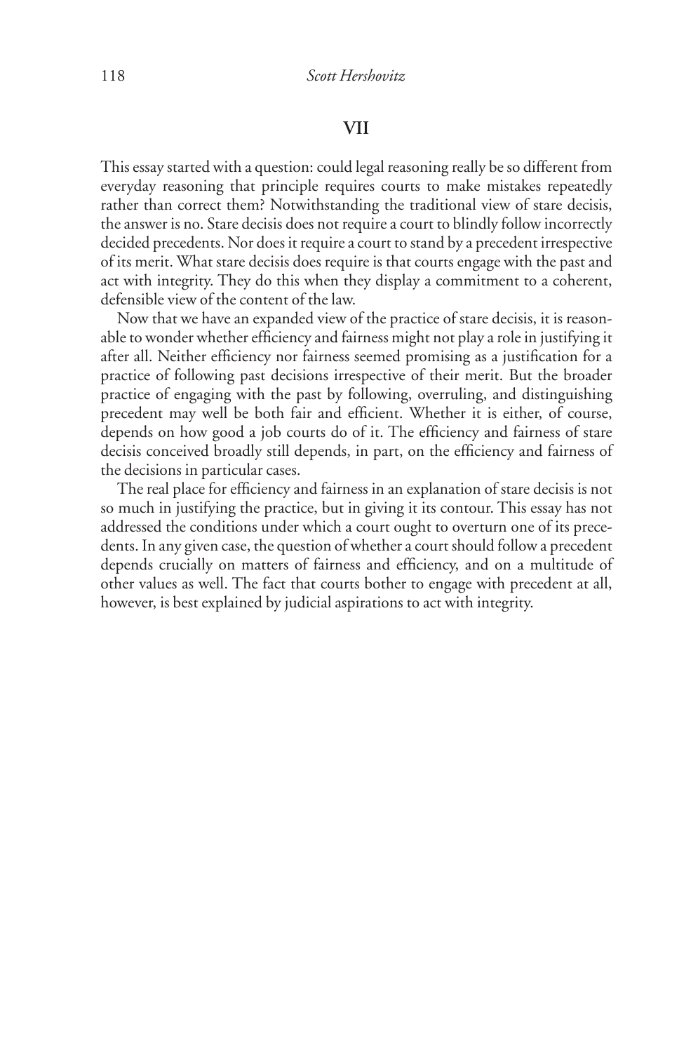## VII

This essay started with a question: could legal reasoning really be so different from everyday reasoning that principle requires courts to make mistakes repeatedly rather than correct them? Notwithstanding the traditional view of stare decisis, the answer is no. Stare decisis does not require a court to blindly follow incorrectly decided precedents. Nor does it require a court to stand by a precedent irrespective of its merit. What stare decisis does require is that courts engage with the past and act with integrity. They do this when they display a commitment to a coherent, defensible view of the content of the law.

Now that we have an expanded view of the practice of stare decisis, it is reasonable to wonder whether efficiency and fairness might not play a role in justifying it after all. Neither efficiency nor fairness seemed promising as a justification for a practice of following past decisions irrespective of their merit. But the broader practice of engaging with the past by following, overruling, and distinguishing precedent may well be both fair and efficient. Whether it is either, of course, depends on how good a job courts do of it. The efficiency and fairness of stare decisis conceived broadly still depends, in part, on the efficiency and fairness of the decisions in particular cases.

The real place for efficiency and fairness in an explanation of stare decisis is not so much in justifying the practice, but in giving it its contour. This essay has not addressed the conditions under which a court ought to overturn one of its precedents. In any given case, the question of whether a court should follow a precedent depends crucially on matters of fairness and efficiency, and on a multitude of other values as well. The fact that courts bother to engage with precedent at all, however, is best explained by judicial aspirations to act with integrity.